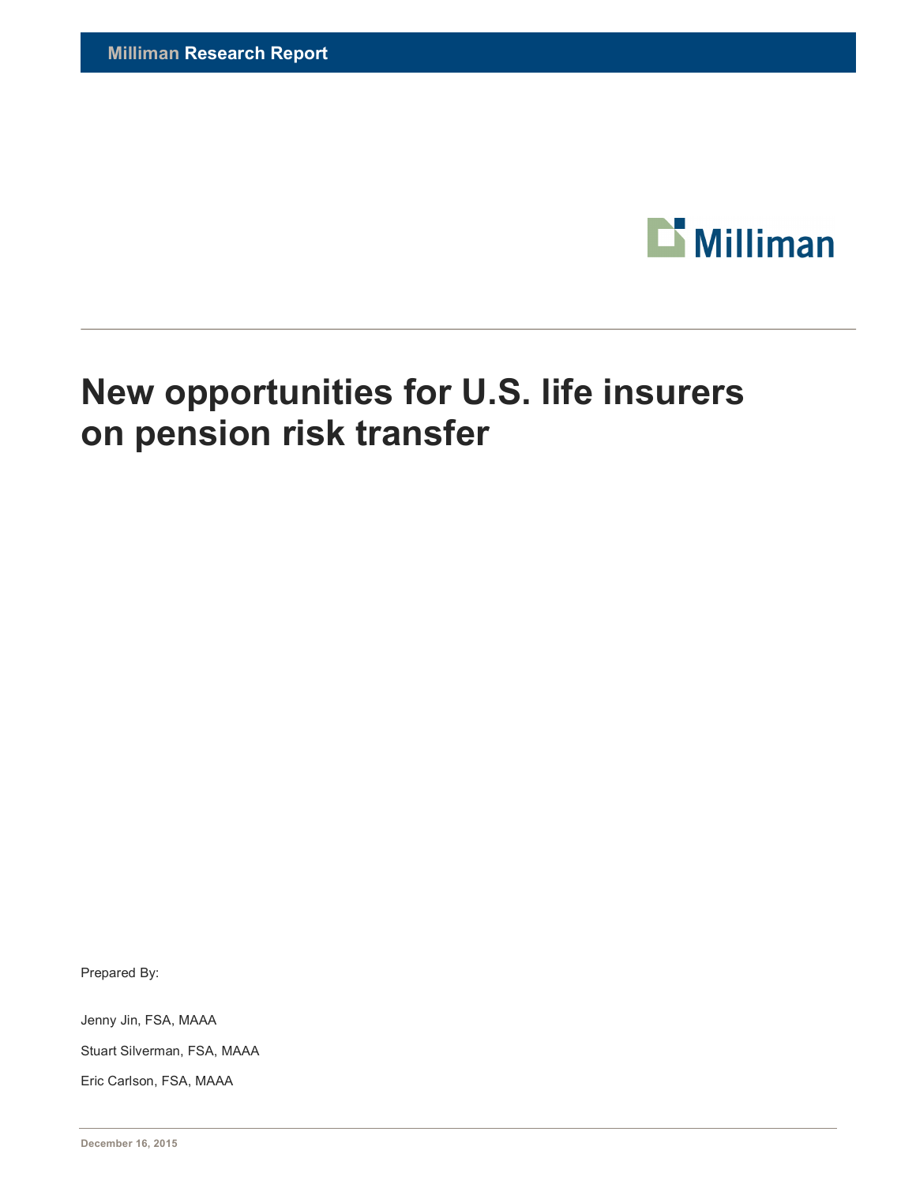Milliman Research Report

# New opportunities for U.S. life insurers on pension risk transfer

Prepared By:

Jenny Jin, FSA, MAAA

Stuart Silverman, FSA, MAAA

Eric Carlson, FSA, MAAA

December 16, 2015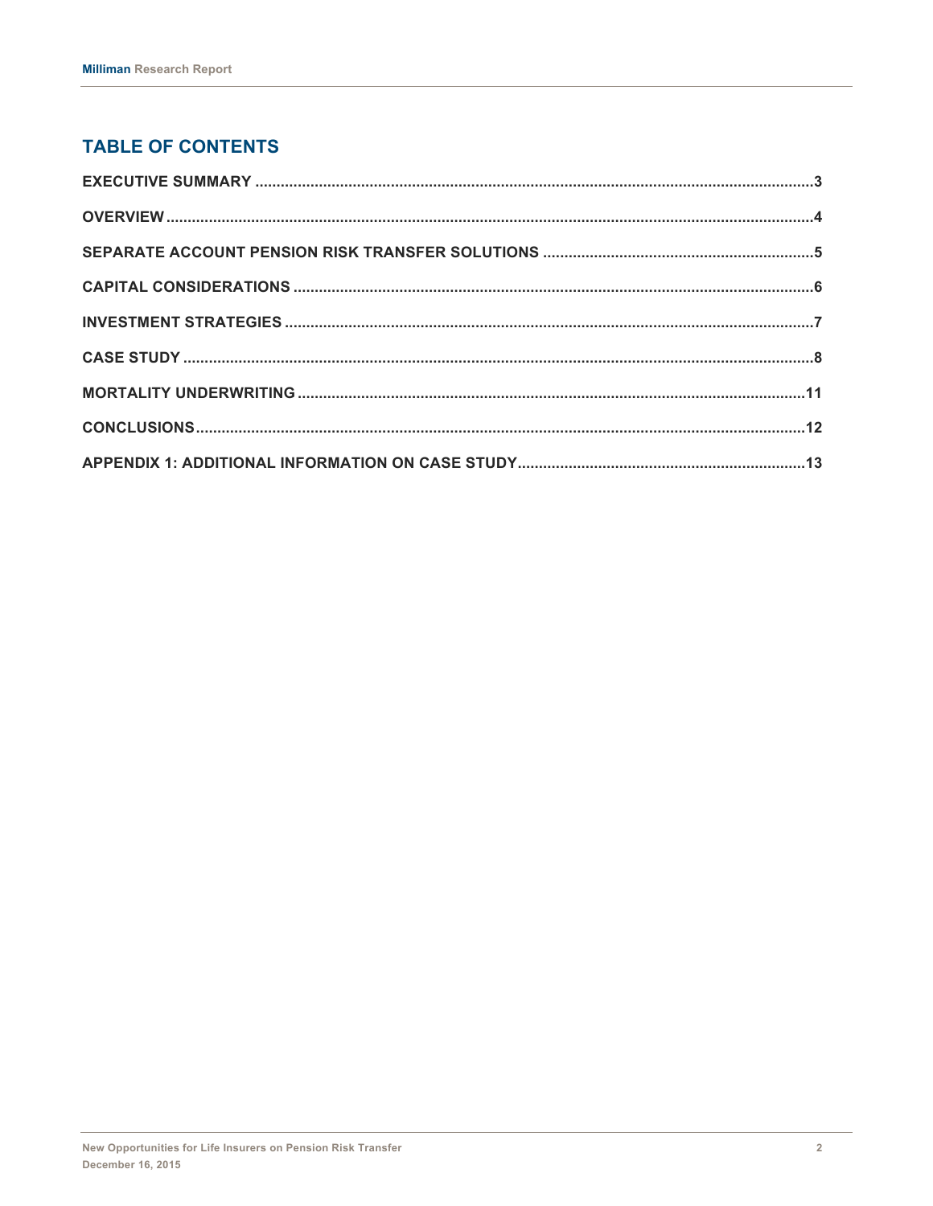## TABLE OF CONTENTS

EXECUTIVE SUMMARY ........................................................................................................................3

OVERVIEW ........................................................................................................................................4

SEPARATE ACCOUNT PENSION RISK TRANSFER SOLUTIONS ........................................................5

CAPITAL CONSIDERATIONS ..............................................................................................................6

INVESTMENT STRATEGIES ...............................................................................................................7

CASE STUDY .....................................................................................................................................8

MORTALITY UNDERWRITING ..........................................................................................................11

CONCLUSIONS.................................................................................................................................12

APPENDIX 1: ADDITIONAL INFORMATION ON CASE STUDY..........................................................13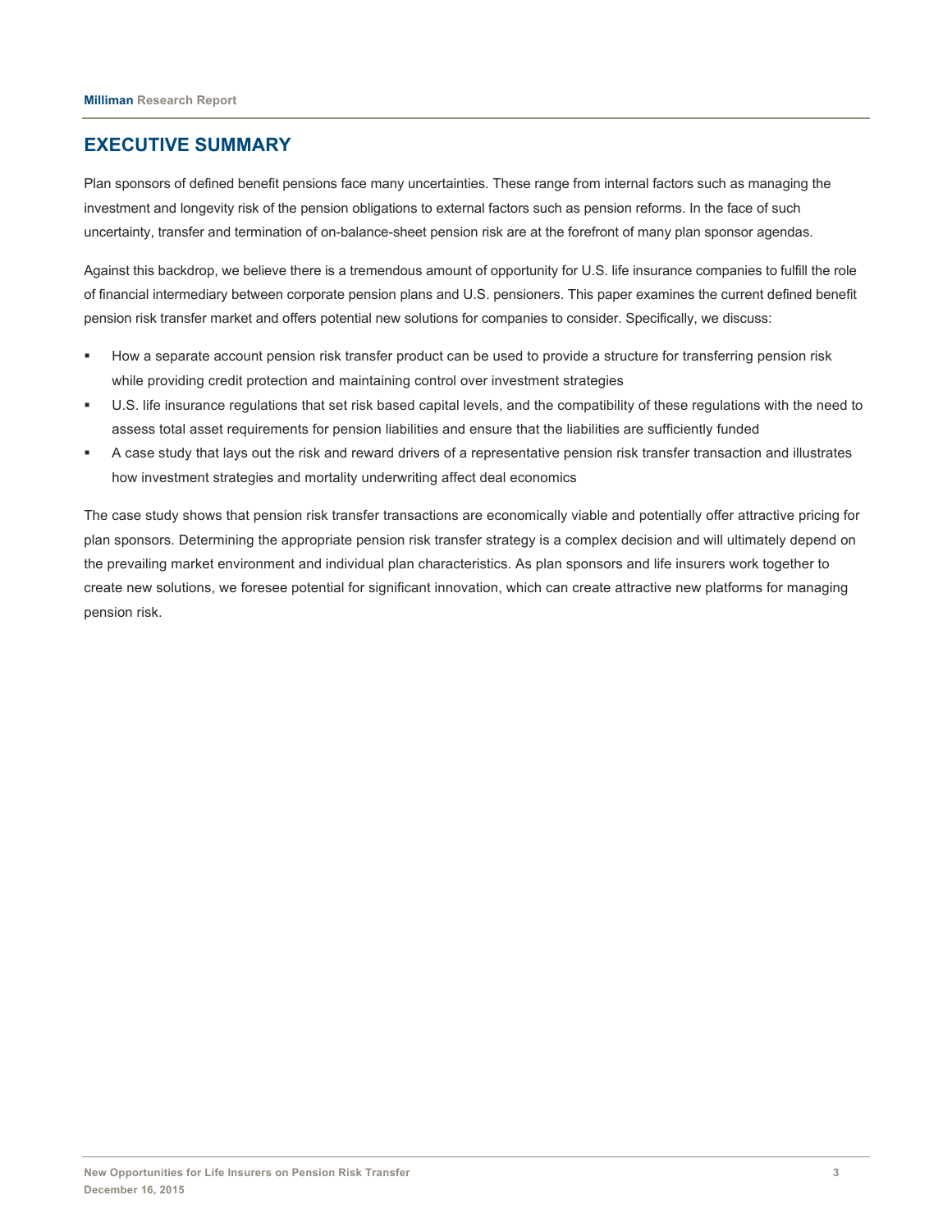## EXECUTIVE SUMMARY

Plan sponsors of defined benefit pensions face many uncertainties. These range from internal factors such as managing the investment and longevity risk of the pension obligations to external factors such as pension reforms. In the face of such uncertainty, transfer and termination of on-balance-sheet pension risk are at the forefront of many plan sponsor agendas.

Against this backdrop, we believe there is a tremendous amount of opportunity for U.S. life insurance companies to fulfill the role of financial intermediary between corporate pension plans and U.S. pensioners. This paper examines the current defined benefit pension risk transfer market and offers potential new solutions for companies to consider. Specifically, we discuss:

- How a separate account pension risk transfer product can be used to provide a structure for transferring pension risk while providing credit protection and maintaining control over investment strategies
- U.S. life insurance regulations that set risk based capital levels, and the compatibility of these regulations with the need to assess total asset requirements for pension liabilities and ensure that the liabilities are sufficiently funded
- A case study that lays out the risk and reward drivers of a representative pension risk transfer transaction and illustrates how investment strategies and mortality underwriting affect deal economics

The case study shows that pension risk transfer transactions are economically viable and potentially offer attractive pricing for plan sponsors. Determining the appropriate pension risk transfer strategy is a complex decision and will ultimately depend on the prevailing market environment and individual plan characteristics. As plan sponsors and life insurers work together to create new solutions, we foresee potential for significant innovation, which can create attractive new platforms for managing pension risk.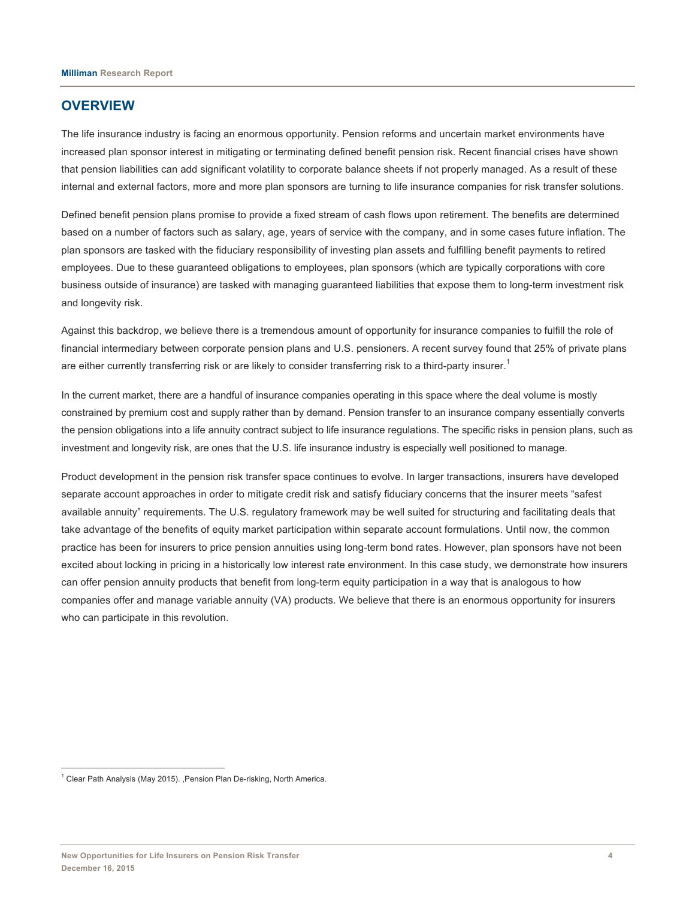## OVERVIEW

The life insurance industry is facing an enormous opportunity. Pension reforms and uncertain market environments have increased plan sponsor interest in mitigating or terminating defined benefit pension risk. Recent financial crises have shown that pension liabilities can add significant volatility to corporate balance sheets if not properly managed. As a result of these internal and external factors, more and more plan sponsors are turning to life insurance companies for risk transfer solutions.

Defined benefit pension plans promise to provide a fixed stream of cash flows upon retirement. The benefits are determined based on a number of factors such as salary, age, years of service with the company, and in some cases future inflation. The plan sponsors are tasked with the fiduciary responsibility of investing plan assets and fulfilling benefit payments to retired employees. Due to these guaranteed obligations to employees, plan sponsors (which are typically corporations with core business outside of insurance) are tasked with managing guaranteed liabilities that expose them to long-term investment risk and longevity risk.

Against this backdrop, we believe there is a tremendous amount of opportunity for insurance companies to fulfill the role of financial intermediary between corporate pension plans and U.S. pensioners. A recent survey found that 25% of private plans are either currently transferring risk or are likely to consider transferring risk to a third-party insurer.[1]

In the current market, there are a handful of insurance companies operating in this space where the deal volume is mostly constrained by premium cost and supply rather than by demand. Pension transfer to an insurance company essentially converts the pension obligations into a life annuity contract subject to life insurance regulations. The specific risks in pension plans, such as investment and longevity risk, are ones that the U.S. life insurance industry is especially well positioned to manage.

Product development in the pension risk transfer space continues to evolve. In larger transactions, insurers have developed separate account approaches in order to mitigate credit risk and satisfy fiduciary concerns that the insurer meets "safest available annuity" requirements. The U.S. regulatory framework may be well suited for structuring and facilitating deals that take advantage of the benefits of equity market participation within separate account formulations. Until now, the common practice has been for insurers to price pension annuities using long-term bond rates. However, plan sponsors have not been excited about locking in pricing in a historically low interest rate environment. In this case study, we demonstrate how insurers can offer pension annuity products that benefit from long-term equity participation in a way that is analogous to how companies offer and manage variable annuity (VA) products. We believe that there is an enormous opportunity for insurers who can participate in this revolution.

---

[1] Clear Path Analysis (May 2015). ,Pension Plan De-risking, North America.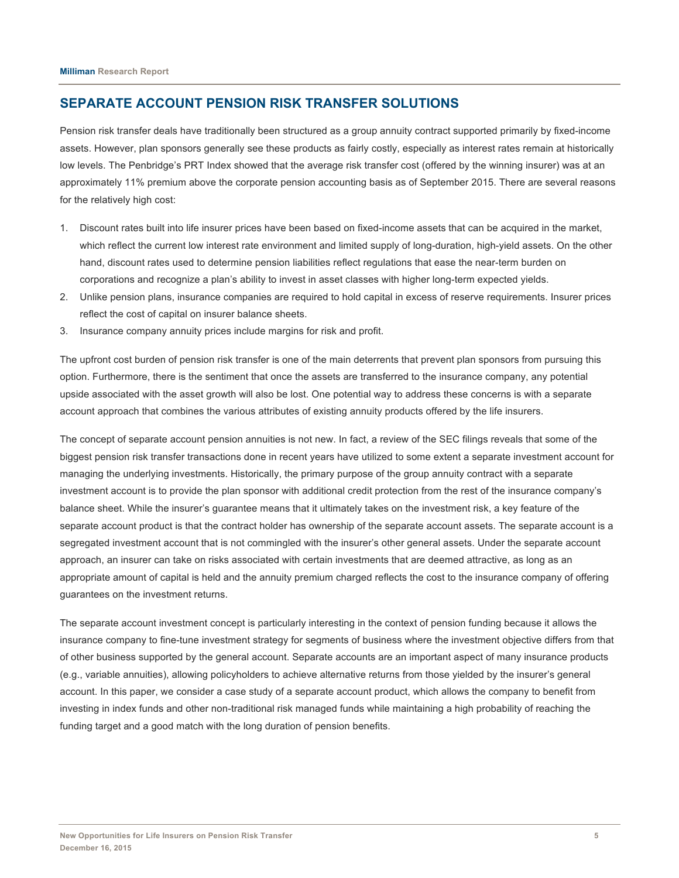## SEPARATE ACCOUNT PENSION RISK TRANSFER SOLUTIONS

Pension risk transfer deals have traditionally been structured as a group annuity contract supported primarily by fixed-income assets. However, plan sponsors generally see these products as fairly costly, especially as interest rates remain at historically low levels. The Penbridge's PRT Index showed that the average risk transfer cost (offered by the winning insurer) was at an approximately 11% premium above the corporate pension accounting basis as of September 2015. There are several reasons for the relatively high cost:

1. Discount rates built into life insurer prices have been based on fixed-income assets that can be acquired in the market, which reflect the current low interest rate environment and limited supply of long-duration, high-yield assets. On the other hand, discount rates used to determine pension liabilities reflect regulations that ease the near-term burden on corporations and recognize a plan's ability to invest in asset classes with higher long-term expected yields.
2. Unlike pension plans, insurance companies are required to hold capital in excess of reserve requirements. Insurer prices reflect the cost of capital on insurer balance sheets.
3. Insurance company annuity prices include margins for risk and profit.

The upfront cost burden of pension risk transfer is one of the main deterrents that prevent plan sponsors from pursuing this option. Furthermore, there is the sentiment that once the assets are transferred to the insurance company, any potential upside associated with the asset growth will also be lost. One potential way to address these concerns is with a separate account approach that combines the various attributes of existing annuity products offered by the life insurers.

The concept of separate account pension annuities is not new. In fact, a review of the SEC filings reveals that some of the biggest pension risk transfer transactions done in recent years have utilized to some extent a separate investment account for managing the underlying investments. Historically, the primary purpose of the group annuity contract with a separate investment account is to provide the plan sponsor with additional credit protection from the rest of the insurance company's balance sheet. While the insurer's guarantee means that it ultimately takes on the investment risk, a key feature of the separate account product is that the contract holder has ownership of the separate account assets. The separate account is a segregated investment account that is not commingled with the insurer's other general assets. Under the separate account approach, an insurer can take on risks associated with certain investments that are deemed attractive, as long as an appropriate amount of capital is held and the annuity premium charged reflects the cost to the insurance company of offering guarantees on the investment returns.

The separate account investment concept is particularly interesting in the context of pension funding because it allows the insurance company to fine-tune investment strategy for segments of business where the investment objective differs from that of other business supported by the general account. Separate accounts are an important aspect of many insurance products (e.g., variable annuities), allowing policyholders to achieve alternative returns from those yielded by the insurer's general account. In this paper, we consider a case study of a separate account product, which allows the company to benefit from investing in index funds and other non-traditional risk managed funds while maintaining a high probability of reaching the funding target and a good match with the long duration of pension benefits.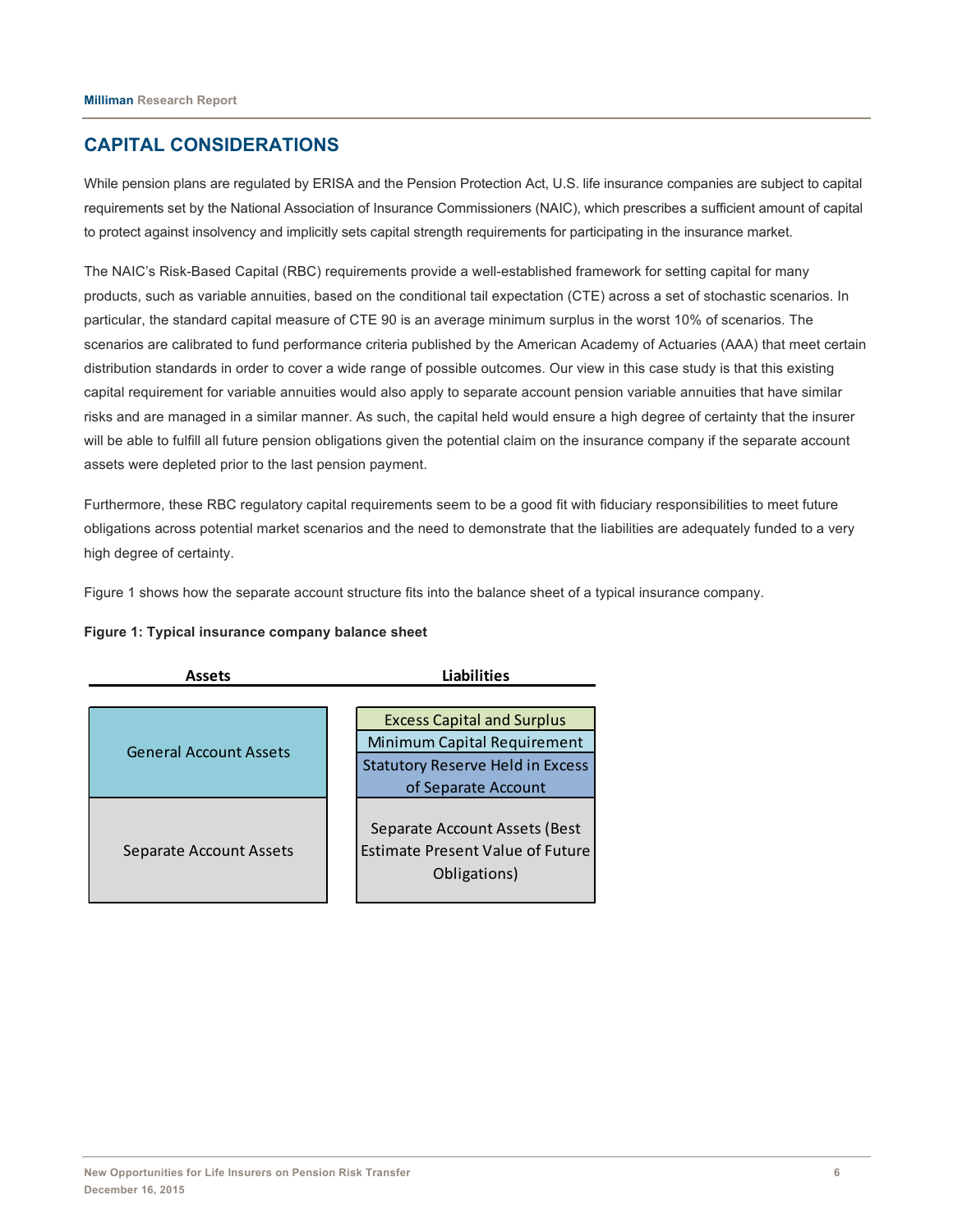## CAPITAL CONSIDERATIONS

While pension plans are regulated by ERISA and the Pension Protection Act, U.S. life insurance companies are subject to capital requirements set by the National Association of Insurance Commissioners (NAIC), which prescribes a sufficient amount of capital to protect against insolvency and implicitly sets capital strength requirements for participating in the insurance market.

The NAIC's Risk-Based Capital (RBC) requirements provide a well-established framework for setting capital for many products, such as variable annuities, based on the conditional tail expectation (CTE) across a set of stochastic scenarios. In particular, the standard capital measure of CTE 90 is an average minimum surplus in the worst 10% of scenarios. The scenarios are calibrated to fund performance criteria published by the American Academy of Actuaries (AAA) that meet certain distribution standards in order to cover a wide range of possible outcomes. Our view in this case study is that this existing capital requirement for variable annuities would also apply to separate account pension variable annuities that have similar risks and are managed in a similar manner. As such, the capital held would ensure a high degree of certainty that the insurer will be able to fulfill all future pension obligations given the potential claim on the insurance company if the separate account assets were depleted prior to the last pension payment.

Furthermore, these RBC regulatory capital requirements seem to be a good fit with fiduciary responsibilities to meet future obligations across potential market scenarios and the need to demonstrate that the liabilities are adequately funded to a very high degree of certainty.

Figure 1 shows how the separate account structure fits into the balance sheet of a typical insurance company.

**Figure 1: Typical insurance company balance sheet**

| Assets | Liabilities |
|---|---|
| General Account Assets | Excess Capital and Surplus |
| | Minimum Capital Requirement |
| | Statutory Reserve Held in Excess of Separate Account |
| Separate Account Assets | Separate Account Assets (Best Estimate Present Value of Future Obligations) |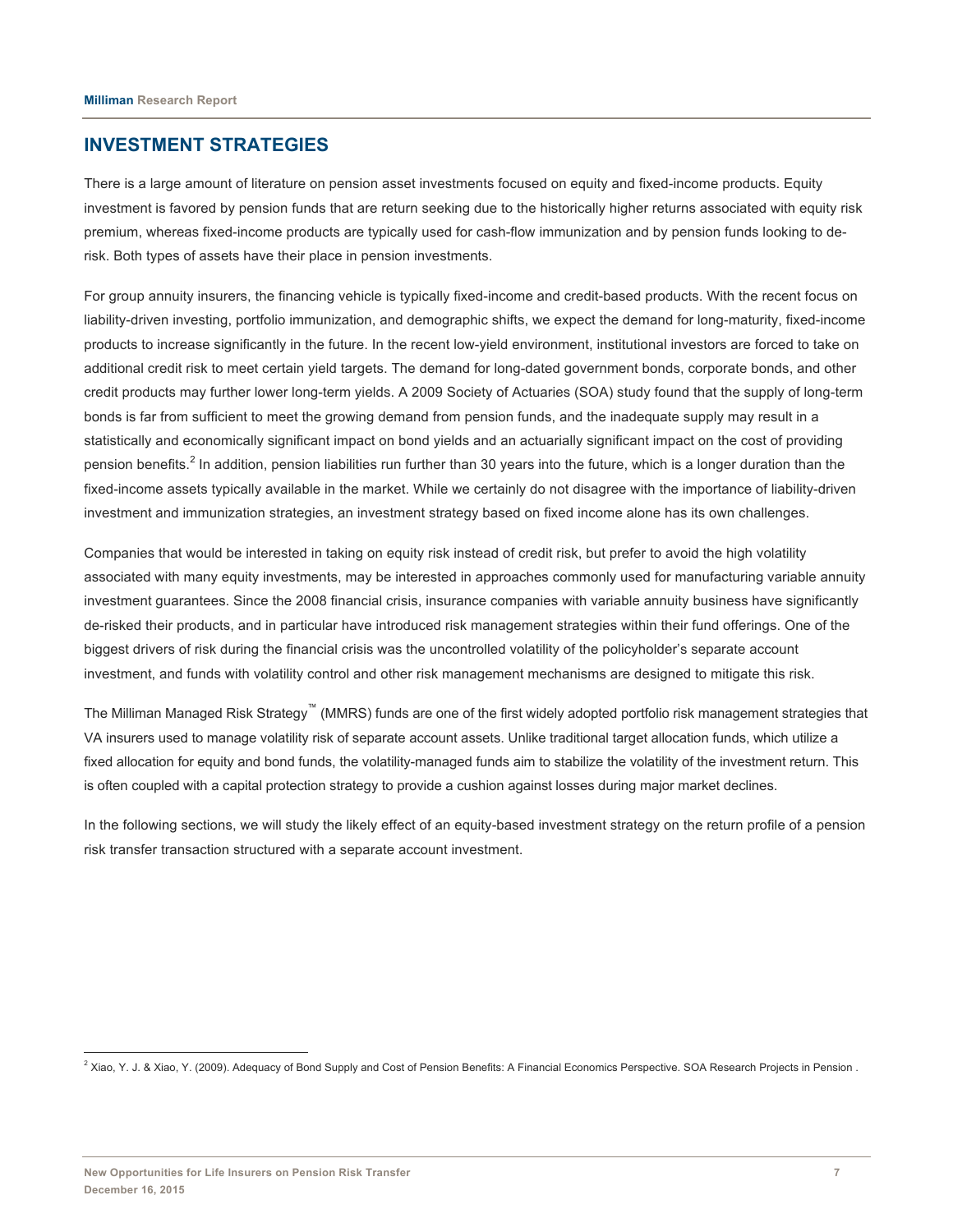## INVESTMENT STRATEGIES

There is a large amount of literature on pension asset investments focused on equity and fixed-income products. Equity investment is favored by pension funds that are return seeking due to the historically higher returns associated with equity risk premium, whereas fixed-income products are typically used for cash-flow immunization and by pension funds looking to de-risk. Both types of assets have their place in pension investments.

For group annuity insurers, the financing vehicle is typically fixed-income and credit-based products. With the recent focus on liability-driven investing, portfolio immunization, and demographic shifts, we expect the demand for long-maturity, fixed-income products to increase significantly in the future. In the recent low-yield environment, institutional investors are forced to take on additional credit risk to meet certain yield targets. The demand for long-dated government bonds, corporate bonds, and other credit products may further lower long-term yields. A 2009 Society of Actuaries (SOA) study found that the supply of long-term bonds is far from sufficient to meet the growing demand from pension funds, and the inadequate supply may result in a statistically and economically significant impact on bond yields and an actuarially significant impact on the cost of providing pension benefits.[2] In addition, pension liabilities run further than 30 years into the future, which is a longer duration than the fixed-income assets typically available in the market. While we certainly do not disagree with the importance of liability-driven investment and immunization strategies, an investment strategy based on fixed income alone has its own challenges.

Companies that would be interested in taking on equity risk instead of credit risk, but prefer to avoid the high volatility associated with many equity investments, may be interested in approaches commonly used for manufacturing variable annuity investment guarantees. Since the 2008 financial crisis, insurance companies with variable annuity business have significantly de-risked their products, and in particular have introduced risk management strategies within their fund offerings. One of the biggest drivers of risk during the financial crisis was the uncontrolled volatility of the policyholder's separate account investment, and funds with volatility control and other risk management mechanisms are designed to mitigate this risk.

The Milliman Managed Risk Strategy™ (MMRS) funds are one of the first widely adopted portfolio risk management strategies that VA insurers used to manage volatility risk of separate account assets. Unlike traditional target allocation funds, which utilize a fixed allocation for equity and bond funds, the volatility-managed funds aim to stabilize the volatility of the investment return. This is often coupled with a capital protection strategy to provide a cushion against losses during major market declines.

In the following sections, we will study the likely effect of an equity-based investment strategy on the return profile of a pension risk transfer transaction structured with a separate account investment.

---

[2] Xiao, Y. J. & Xiao, Y. (2009). Adequacy of Bond Supply and Cost of Pension Benefits: A Financial Economics Perspective. SOA Research Projects in Pension .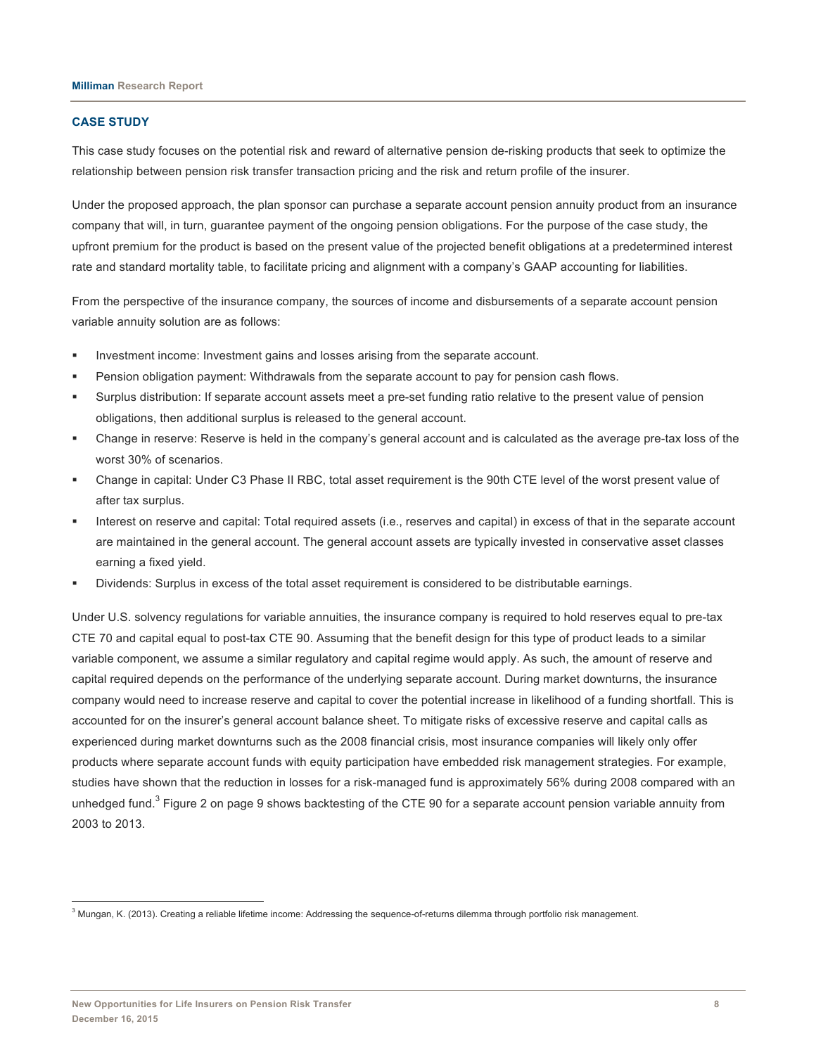## CASE STUDY

This case study focuses on the potential risk and reward of alternative pension de-risking products that seek to optimize the relationship between pension risk transfer transaction pricing and the risk and return profile of the insurer.

Under the proposed approach, the plan sponsor can purchase a separate account pension annuity product from an insurance company that will, in turn, guarantee payment of the ongoing pension obligations. For the purpose of the case study, the upfront premium for the product is based on the present value of the projected benefit obligations at a predetermined interest rate and standard mortality table, to facilitate pricing and alignment with a company's GAAP accounting for liabilities.

From the perspective of the insurance company, the sources of income and disbursements of a separate account pension variable annuity solution are as follows:

- Investment income: Investment gains and losses arising from the separate account.
- Pension obligation payment: Withdrawals from the separate account to pay for pension cash flows.
- Surplus distribution: If separate account assets meet a pre-set funding ratio relative to the present value of pension obligations, then additional surplus is released to the general account.
- Change in reserve: Reserve is held in the company's general account and is calculated as the average pre-tax loss of the worst 30% of scenarios.
- Change in capital: Under C3 Phase II RBC, total asset requirement is the 90th CTE level of the worst present value of after tax surplus.
- Interest on reserve and capital: Total required assets (i.e., reserves and capital) in excess of that in the separate account are maintained in the general account. The general account assets are typically invested in conservative asset classes earning a fixed yield.
- Dividends: Surplus in excess of the total asset requirement is considered to be distributable earnings.

Under U.S. solvency regulations for variable annuities, the insurance company is required to hold reserves equal to pre-tax CTE 70 and capital equal to post-tax CTE 90. Assuming that the benefit design for this type of product leads to a similar variable component, we assume a similar regulatory and capital regime would apply. As such, the amount of reserve and capital required depends on the performance of the underlying separate account. During market downturns, the insurance company would need to increase reserve and capital to cover the potential increase in likelihood of a funding shortfall. This is accounted for on the insurer's general account balance sheet. To mitigate risks of excessive reserve and capital calls as experienced during market downturns such as the 2008 financial crisis, most insurance companies will likely only offer products where separate account funds with equity participation have embedded risk management strategies. For example, studies have shown that the reduction in losses for a risk-managed fund is approximately 56% during 2008 compared with an unhedged fund.[3] Figure 2 on page 9 shows backtesting of the CTE 90 for a separate account pension variable annuity from 2003 to 2013.

---

[3] Mungan, K. (2013). Creating a reliable lifetime income: Addressing the sequence-of-returns dilemma through portfolio risk management.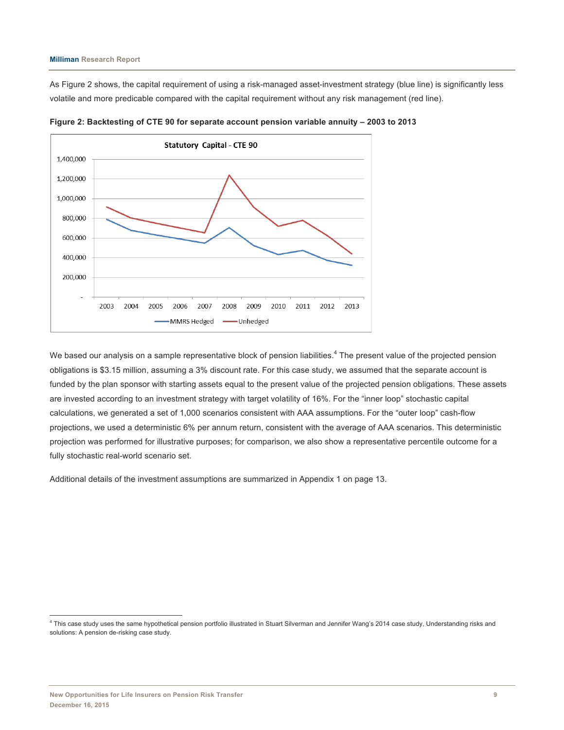As Figure 2 shows, the capital requirement of using a risk-managed asset-investment strategy (blue line) is significantly less volatile and more predicable compared with the capital requirement without any risk management (red line).

**Figure 2: Backtesting of CTE 90 for separate account pension variable annuity – 2003 to 2013**

We based our analysis on a sample representative block of pension liabilities.[4] The present value of the projected pension obligations is $3.15 million, assuming a 3% discount rate. For this case study, we assumed that the separate account is funded by the plan sponsor with starting assets equal to the present value of the projected pension obligations. These assets are invested according to an investment strategy with target volatility of 16%. For the "inner loop" stochastic capital calculations, we generated a set of 1,000 scenarios consistent with AAA assumptions. For the "outer loop" cash-flow projections, we used a deterministic 6% per annum return, consistent with the average of AAA scenarios. This deterministic projection was performed for illustrative purposes; for comparison, we also show a representative percentile outcome for a fully stochastic real-world scenario set.

Additional details of the investment assumptions are summarized in Appendix 1 on page 13.

[4] This case study uses the same hypothetical pension portfolio illustrated in Stuart Silverman and Jennifer Wang's 2014 case study, Understanding risks and solutions: A pension de-risking case study.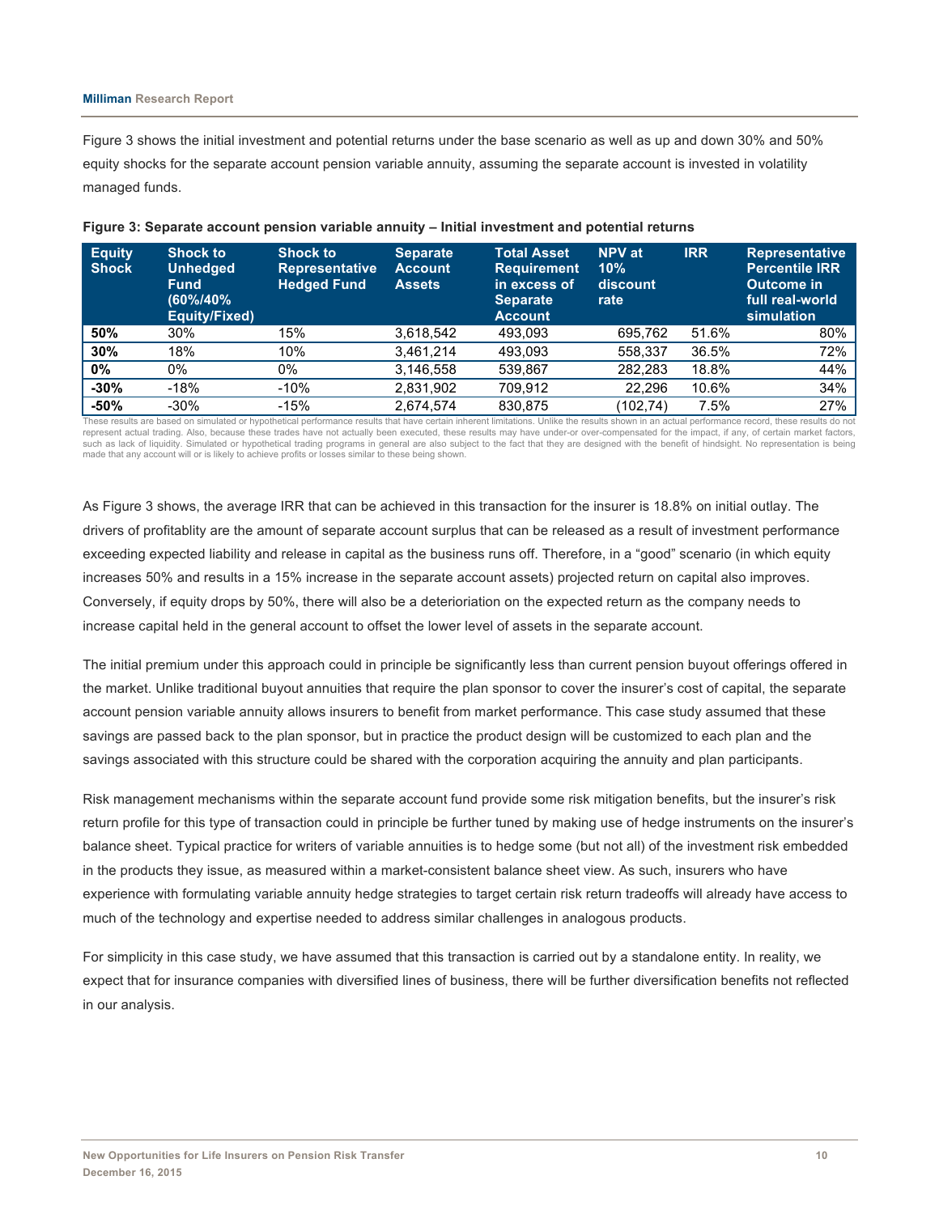Figure 3 shows the initial investment and potential returns under the base scenario as well as up and down 30% and 50% equity shocks for the separate account pension variable annuity, assuming the separate account is invested in volatility managed funds.

**Figure 3: Separate account pension variable annuity – Initial investment and potential returns**

| Equity Shock | Shock to Unhedged Fund (60%/40% Equity/Fixed) | Shock to Representative Hedged Fund | Separate Account Assets | Total Asset Requirement in excess of Separate Account | NPV at 10% discount rate | IRR | Representative Percentile IRR Outcome in full real-world simulation |
|---|---|---|---|---|---|---|---|
| **50%** | 30% | 15% | 3,618,542 | 493,093 | 695,762 | 51.6% | 80% |
| **30%** | 18% | 10% | 3,461,214 | 493,093 | 558,337 | 36.5% | 72% |
| **0%** | 0% | 0% | 3,146,558 | 539,867 | 282,283 | 18.8% | 44% |
| **-30%** | -18% | -10% | 2,831,902 | 709,912 | 22,296 | 10.6% | 34% |
| **-50%** | -30% | -15% | 2,674,574 | 830,875 | (102,74) | 7.5% | 27% |

These results are based on simulated or hypothetical performance results that have certain inherent limitations. Unlike the results shown in an actual performance record, these results do not represent actual trading. Also, because these trades have not actually been executed, these results may have under-or over-compensated for the impact, if any, of certain market factors, such as lack of liquidity. Simulated or hypothetical trading programs in general are also subject to the fact that they are designed with the benefit of hindsight. No representation is being made that any account will or is likely to achieve profits or losses similar to these being shown.

As Figure 3 shows, the average IRR that can be achieved in this transaction for the insurer is 18.8% on initial outlay. The drivers of profitablity are the amount of separate account surplus that can be released as a result of investment performance exceeding expected liability and release in capital as the business runs off. Therefore, in a "good" scenario (in which equity increases 50% and results in a 15% increase in the separate account assets) projected return on capital also improves. Conversely, if equity drops by 50%, there will also be a deterioriation on the expected return as the company needs to increase capital held in the general account to offset the lower level of assets in the separate account.

The initial premium under this approach could in principle be significantly less than current pension buyout offerings offered in the market. Unlike traditional buyout annuities that require the plan sponsor to cover the insurer's cost of capital, the separate account pension variable annuity allows insurers to benefit from market performance. This case study assumed that these savings are passed back to the plan sponsor, but in practice the product design will be customized to each plan and the savings associated with this structure could be shared with the corporation acquiring the annuity and plan participants.

Risk management mechanisms within the separate account fund provide some risk mitigation benefits, but the insurer's risk return profile for this type of transaction could in principle be further tuned by making use of hedge instruments on the insurer's balance sheet. Typical practice for writers of variable annuities is to hedge some (but not all) of the investment risk embedded in the products they issue, as measured within a market-consistent balance sheet view. As such, insurers who have experience with formulating variable annuity hedge strategies to target certain risk return tradeoffs will already have access to much of the technology and expertise needed to address similar challenges in analogous products.

For simplicity in this case study, we have assumed that this transaction is carried out by a standalone entity. In reality, we expect that for insurance companies with diversified lines of business, there will be further diversification benefits not reflected in our analysis.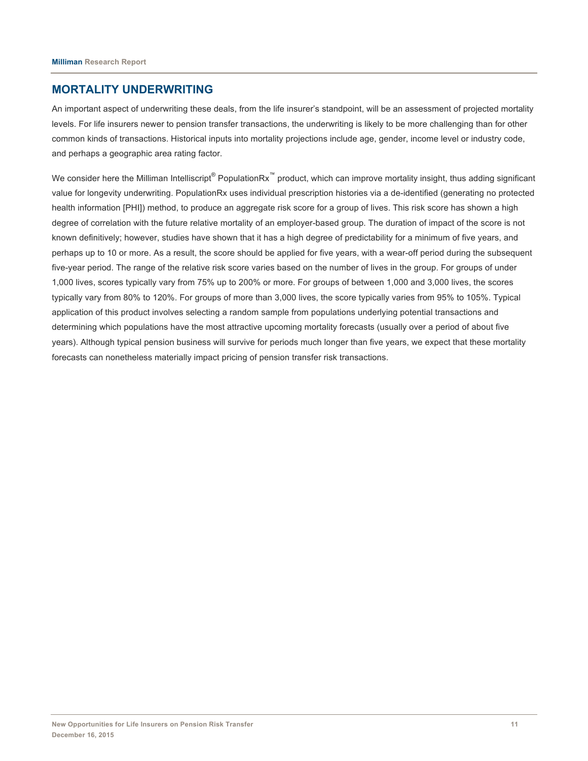## MORTALITY UNDERWRITING

An important aspect of underwriting these deals, from the life insurer's standpoint, will be an assessment of projected mortality levels. For life insurers newer to pension transfer transactions, the underwriting is likely to be more challenging than for other common kinds of transactions. Historical inputs into mortality projections include age, gender, income level or industry code, and perhaps a geographic area rating factor.

We consider here the Milliman Intelliscript® PopulationRx™ product, which can improve mortality insight, thus adding significant value for longevity underwriting. PopulationRx uses individual prescription histories via a de-identified (generating no protected health information [PHI]) method, to produce an aggregate risk score for a group of lives. This risk score has shown a high degree of correlation with the future relative mortality of an employer-based group. The duration of impact of the score is not known definitively; however, studies have shown that it has a high degree of predictability for a minimum of five years, and perhaps up to 10 or more. As a result, the score should be applied for five years, with a wear-off period during the subsequent five-year period. The range of the relative risk score varies based on the number of lives in the group. For groups of under 1,000 lives, scores typically vary from 75% up to 200% or more. For groups of between 1,000 and 3,000 lives, the scores typically vary from 80% to 120%. For groups of more than 3,000 lives, the score typically varies from 95% to 105%. Typical application of this product involves selecting a random sample from populations underlying potential transactions and determining which populations have the most attractive upcoming mortality forecasts (usually over a period of about five years). Although typical pension business will survive for periods much longer than five years, we expect that these mortality forecasts can nonetheless materially impact pricing of pension transfer risk transactions.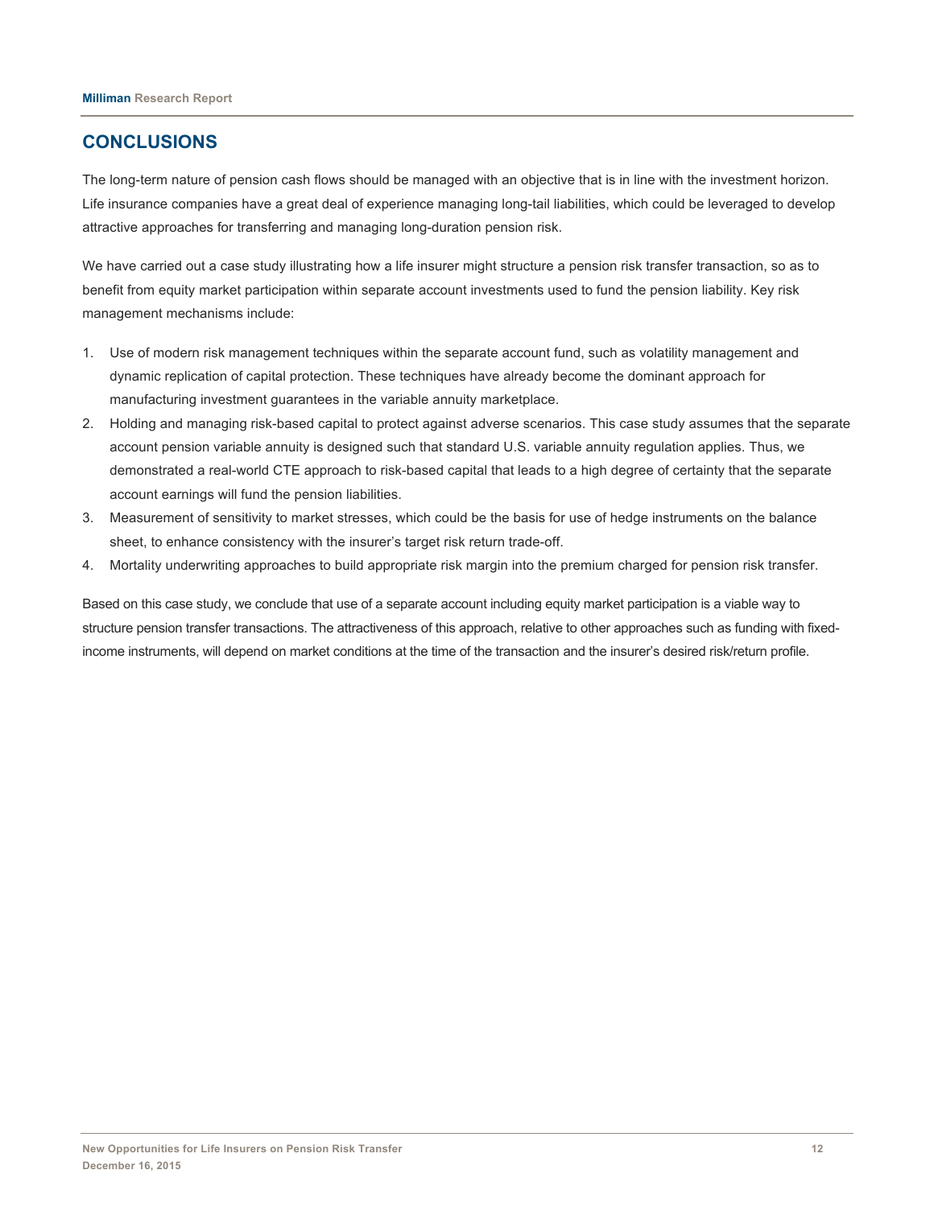## CONCLUSIONS

The long-term nature of pension cash flows should be managed with an objective that is in line with the investment horizon. Life insurance companies have a great deal of experience managing long-tail liabilities, which could be leveraged to develop attractive approaches for transferring and managing long-duration pension risk.

We have carried out a case study illustrating how a life insurer might structure a pension risk transfer transaction, so as to benefit from equity market participation within separate account investments used to fund the pension liability. Key risk management mechanisms include:

1. Use of modern risk management techniques within the separate account fund, such as volatility management and dynamic replication of capital protection. These techniques have already become the dominant approach for manufacturing investment guarantees in the variable annuity marketplace.
2. Holding and managing risk-based capital to protect against adverse scenarios. This case study assumes that the separate account pension variable annuity is designed such that standard U.S. variable annuity regulation applies. Thus, we demonstrated a real-world CTE approach to risk-based capital that leads to a high degree of certainty that the separate account earnings will fund the pension liabilities.
3. Measurement of sensitivity to market stresses, which could be the basis for use of hedge instruments on the balance sheet, to enhance consistency with the insurer's target risk return trade-off.
4. Mortality underwriting approaches to build appropriate risk margin into the premium charged for pension risk transfer.

Based on this case study, we conclude that use of a separate account including equity market participation is a viable way to structure pension transfer transactions. The attractiveness of this approach, relative to other approaches such as funding with fixed-income instruments, will depend on market conditions at the time of the transaction and the insurer's desired risk/return profile.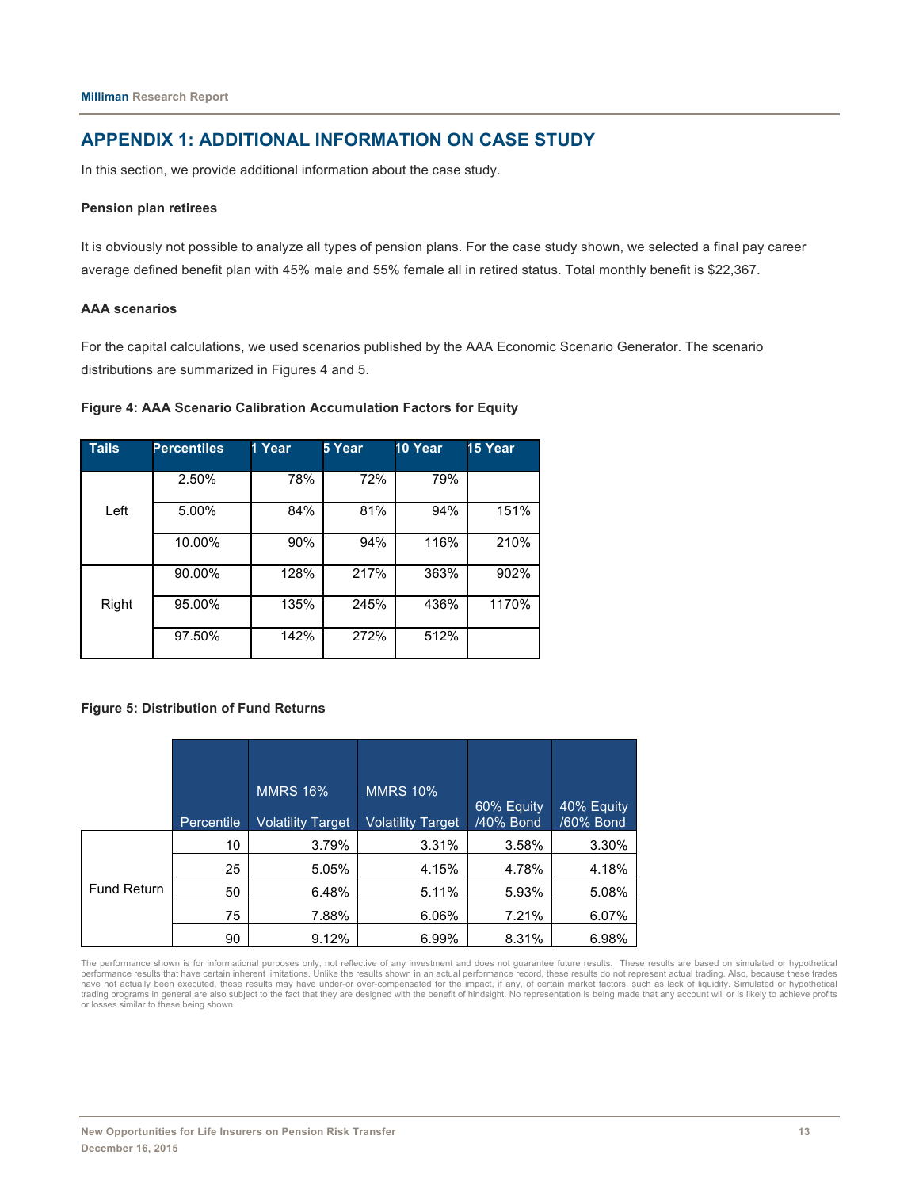## APPENDIX 1: ADDITIONAL INFORMATION ON CASE STUDY

In this section, we provide additional information about the case study.

**Pension plan retirees**

It is obviously not possible to analyze all types of pension plans. For the case study shown, we selected a final pay career average defined benefit plan with 45% male and 55% female all in retired status. Total monthly benefit is $22,367.

**AAA scenarios**

For the capital calculations, we used scenarios published by the AAA Economic Scenario Generator. The scenario distributions are summarized in Figures 4 and 5.

**Figure 4: AAA Scenario Calibration Accumulation Factors for Equity**

| Tails | Percentiles | 1 Year | 5 Year | 10 Year | 15 Year |
|---|---|---|---|---|---|
| Left | 2.50% | 78% | 72% | 79% | |
| | 5.00% | 84% | 81% | 94% | 151% |
| | 10.00% | 90% | 94% | 116% | 210% |
| Right | 90.00% | 128% | 217% | 363% | 902% |
| | 95.00% | 135% | 245% | 436% | 1170% |
| | 97.50% | 142% | 272% | 512% | |

**Figure 5: Distribution of Fund Returns**

| | Percentile | MMRS 16% Volatility Target | MMRS 10% Volatility Target | 60% Equity /40% Bond | 40% Equity /60% Bond |
|---|---|---|---|---|---|
| Fund Return | 10 | 3.79% | 3.31% | 3.58% | 3.30% |
| | 25 | 5.05% | 4.15% | 4.78% | 4.18% |
| | 50 | 6.48% | 5.11% | 5.93% | 5.08% |
| | 75 | 7.88% | 6.06% | 7.21% | 6.07% |
| | 90 | 9.12% | 6.99% | 8.31% | 6.98% |

The performance shown is for informational purposes only, not reflective of any investment and does not guarantee future results. These results are based on simulated or hypothetical performance results that have certain inherent limitations. Unlike the results shown in an actual performance record, these results do not represent actual trading. Also, because these trades have not actually been executed, these results may have under-or over-compensated for the impact, if any, of certain market factors, such as lack of liquidity. Simulated or hypothetical trading programs in general are also subject to the fact that they are designed with the benefit of hindsight. No representation is being made that any account will or is likely to achieve profits or losses similar to these being shown.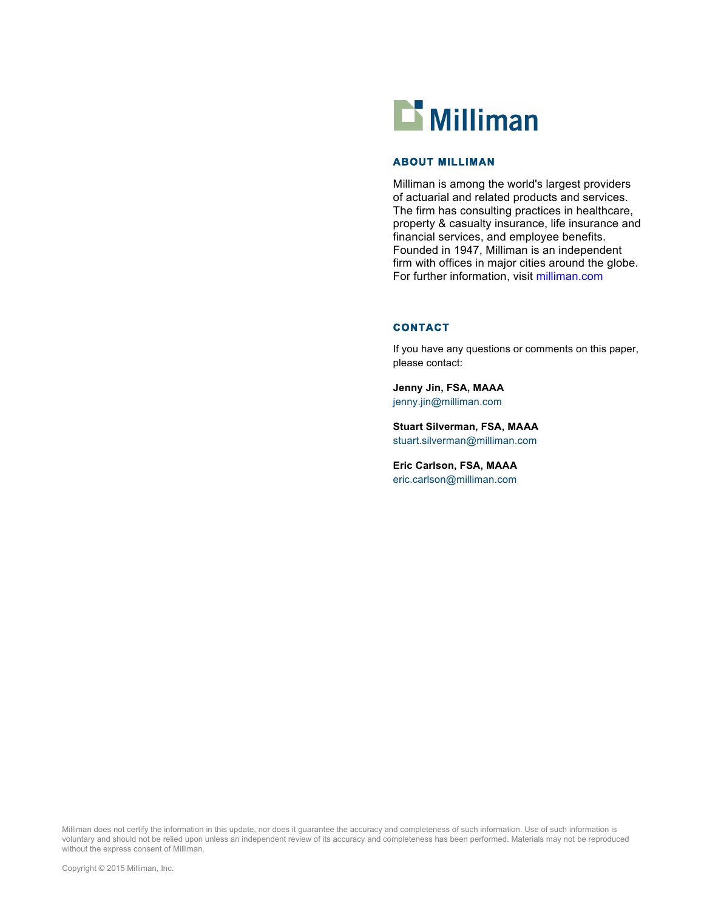Milliman

## ABOUT MILLIMAN

Milliman is among the world's largest providers of actuarial and related products and services. The firm has consulting practices in healthcare, property & casualty insurance, life insurance and financial services, and employee benefits. Founded in 1947, Milliman is an independent firm with offices in major cities around the globe. For further information, visit milliman.com

## CONTACT

If you have any questions or comments on this paper, please contact:

**Jenny Jin, FSA, MAAA**
jenny.jin@milliman.com

**Stuart Silverman, FSA, MAAA**
stuart.silverman@milliman.com

**Eric Carlson, FSA, MAAA**
eric.carlson@milliman.com

Milliman does not certify the information in this update, nor does it guarantee the accuracy and completeness of such information. Use of such information is voluntary and should not be relied upon unless an independent review of its accuracy and completeness has been performed. Materials may not be reproduced without the express consent of Milliman.

Copyright © 2015 Milliman, Inc.